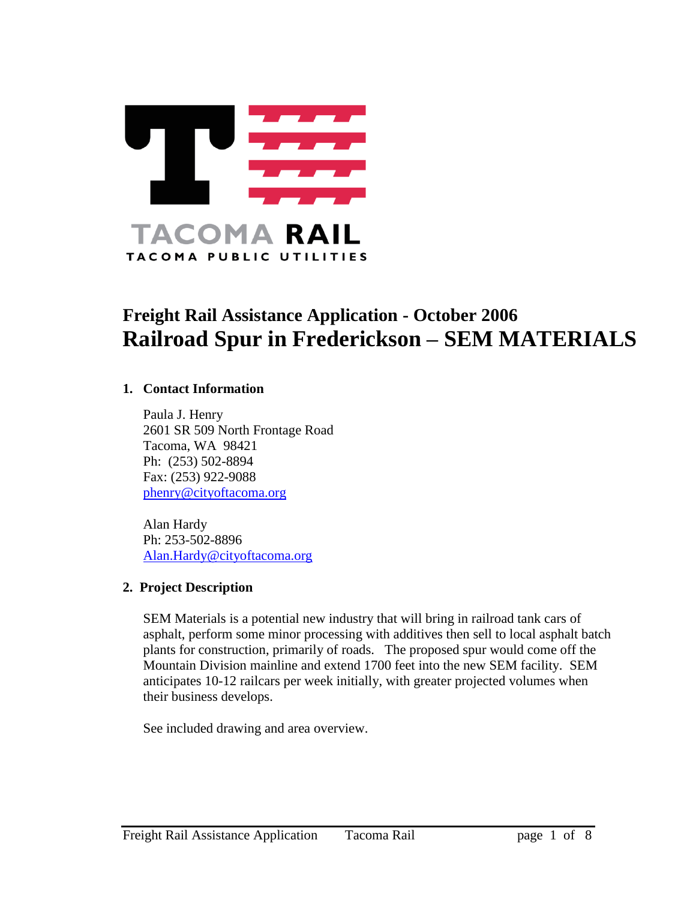TACOMA RAIL
TACOMA PUBLIC UTILITIES

# Freight Rail Assistance Application - October 2006
# Railroad Spur in Frederickson – SEM MATERIALS

### 1. Contact Information

Paula J. Henry
2601 SR 509 North Frontage Road
Tacoma, WA 98421
Ph: (253) 502-8894
Fax: (253) 922-9088
phenry@cityoftacoma.org

Alan Hardy
Ph: 253-502-8896
Alan.Hardy@cityoftacoma.org

### 2. Project Description

SEM Materials is a potential new industry that will bring in railroad tank cars of asphalt, perform some minor processing with additives then sell to local asphalt batch plants for construction, primarily of roads. The proposed spur would come off the Mountain Division mainline and extend 1700 feet into the new SEM facility. SEM anticipates 10-12 railcars per week initially, with greater projected volumes when their business develops.

See included drawing and area overview.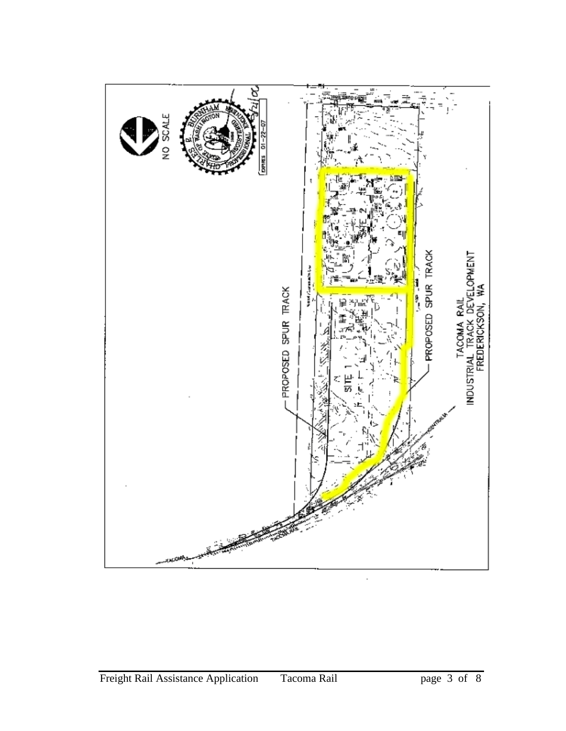NO SCALE

EXPIRES 01-22-07

PROPOSED SPUR TRACK

SITE 1

SITE 2

PROPOSED SPUR TRACK

TACOMA RAIL
INDUSTRIAL TRACK DEVELOPMENT
FREDERICKSON, WA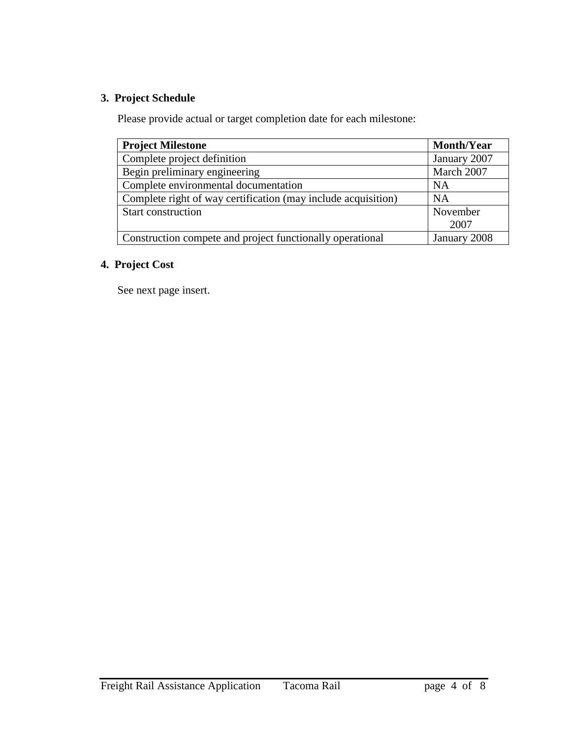## 3. Project Schedule

Please provide actual or target completion date for each milestone:

| Project Milestone | Month/Year |
|---|---|
| Complete project definition | January 2007 |
| Begin preliminary engineering | March 2007 |
| Complete environmental documentation | NA |
| Complete right of way certification (may include acquisition) | NA |
| Start construction | November 2007 |
| Construction compete and project functionally operational | January 2008 |

## 4. Project Cost

See next page insert.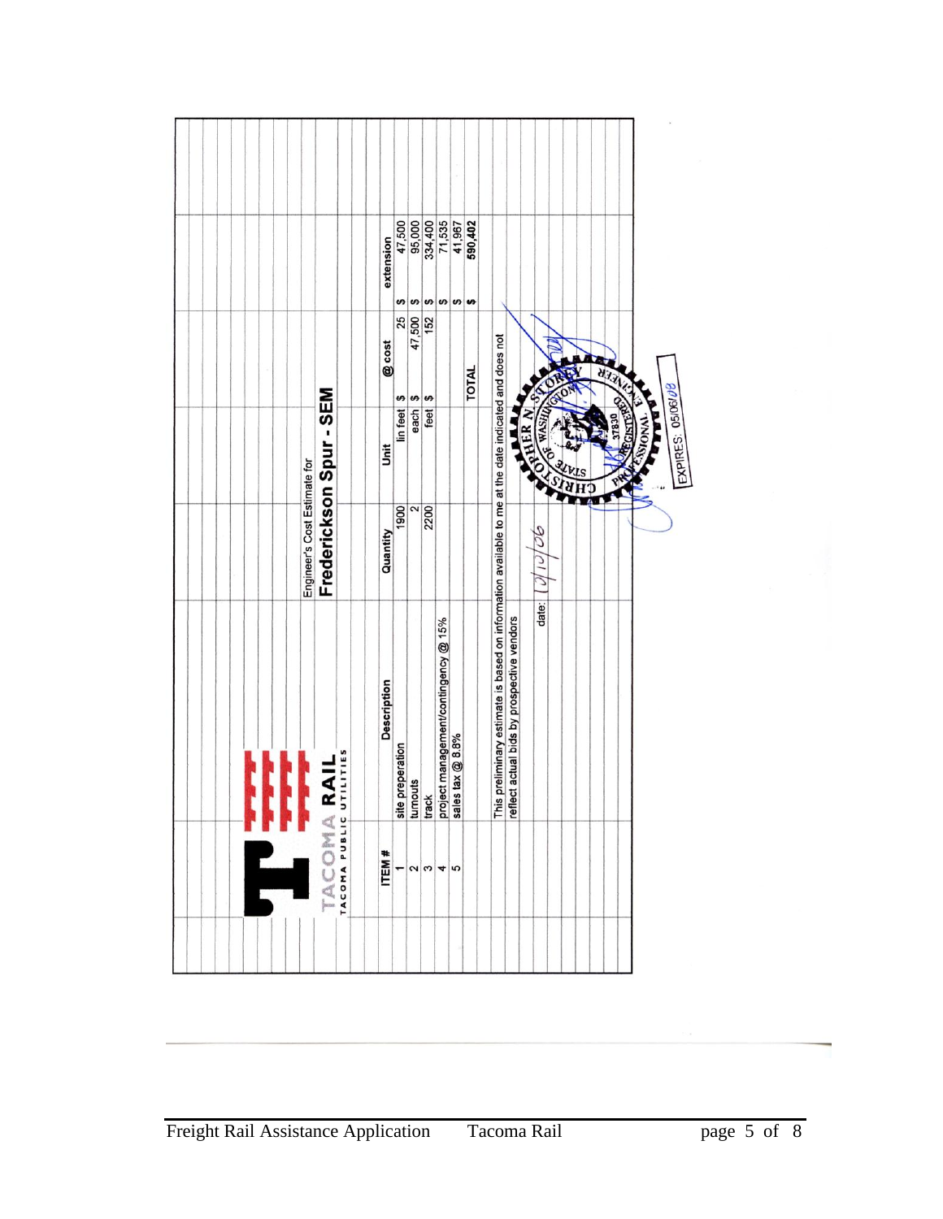TACOMA RAIL
TACOMA PUBLIC UTILITIES

Engineer's Cost Estimate for

## Frederickson Spur - SEM

| ITEM # | Description | Quantity | Unit | @ cost | extension |
|---|---|---|---|---|---|
| 1 | site preperation | 1900 | lin feet | $ 25 | $ 47,500 |
| 2 | turnouts | 2 | each | $ 47,500 | $ 95,000 |
| 3 | track | 2200 | feet | $ 152 | $ 334,400 |
| 4 | project management/contingency @ 15% | | | | $ 71,535 |
| 5 | sales tax @ 8.8% | | | | $ 41,967 |
| | | | | **TOTAL** | **$ 590,402** |

This preliminary estimate is based on information available to me at the date indicated and does not reflect actual bids by prospective vendors

date: 10/10/06

CHRISTOPHER N. STOREY
STATE OF WASHINGTON
37830
REGISTERED PROFESSIONAL ENGINEER

EXPIRES: 05/06/08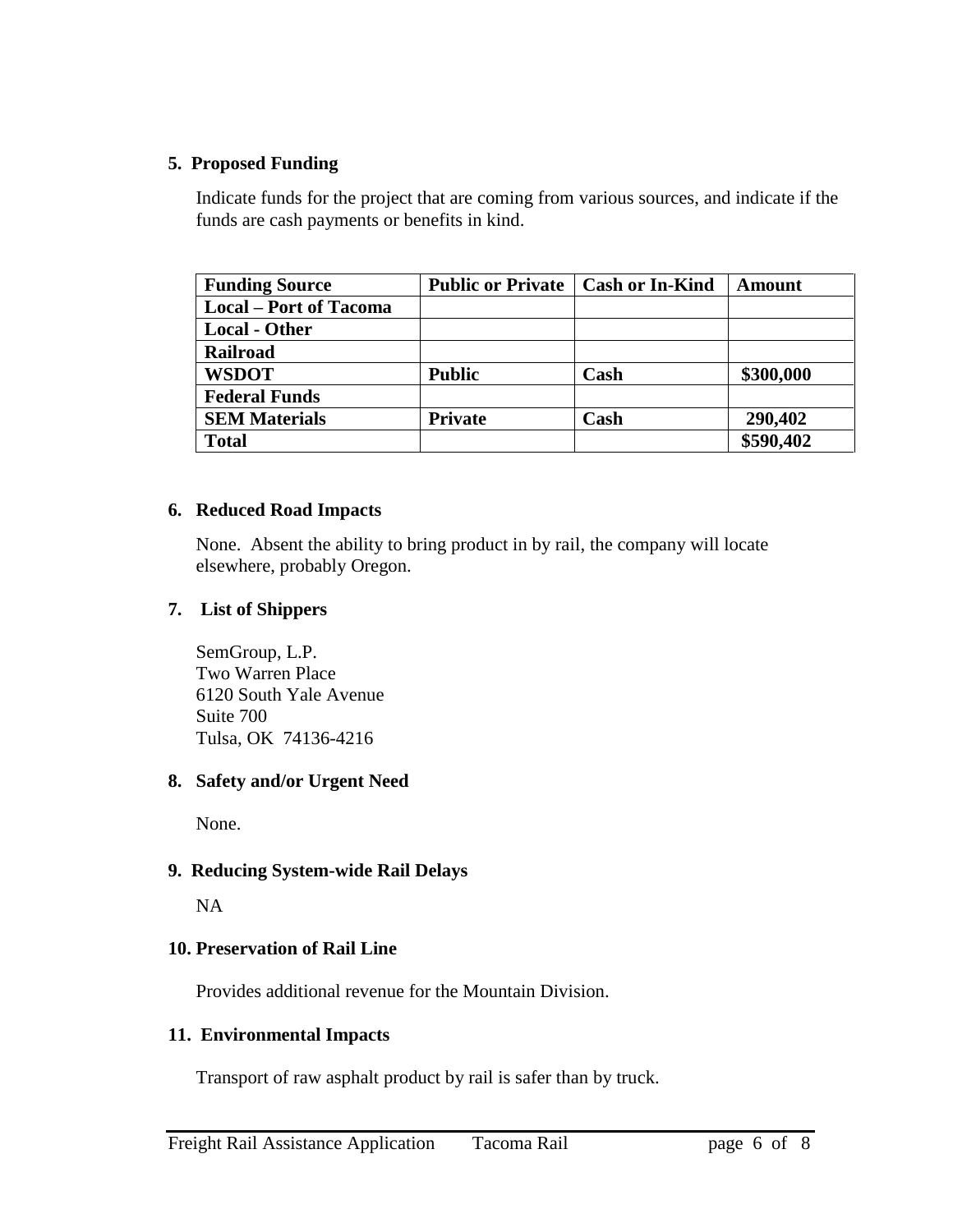## 5. Proposed Funding

Indicate funds for the project that are coming from various sources, and indicate if the funds are cash payments or benefits in kind.

| Funding Source | Public or Private | Cash or In-Kind | Amount |
|---|---|---|---|
| Local – Port of Tacoma | | | |
| Local - Other | | | |
| Railroad | | | |
| WSDOT | Public | Cash | \$300,000 |
| Federal Funds | | | |
| SEM Materials | Private | Cash | 290,402 |
| Total | | | \$590,402 |

## 6. Reduced Road Impacts

None. Absent the ability to bring product in by rail, the company will locate elsewhere, probably Oregon.

## 7. List of Shippers

SemGroup, L.P.
Two Warren Place
6120 South Yale Avenue
Suite 700
Tulsa, OK 74136-4216

## 8. Safety and/or Urgent Need

None.

## 9. Reducing System-wide Rail Delays

NA

## 10. Preservation of Rail Line

Provides additional revenue for the Mountain Division.

## 11. Environmental Impacts

Transport of raw asphalt product by rail is safer than by truck.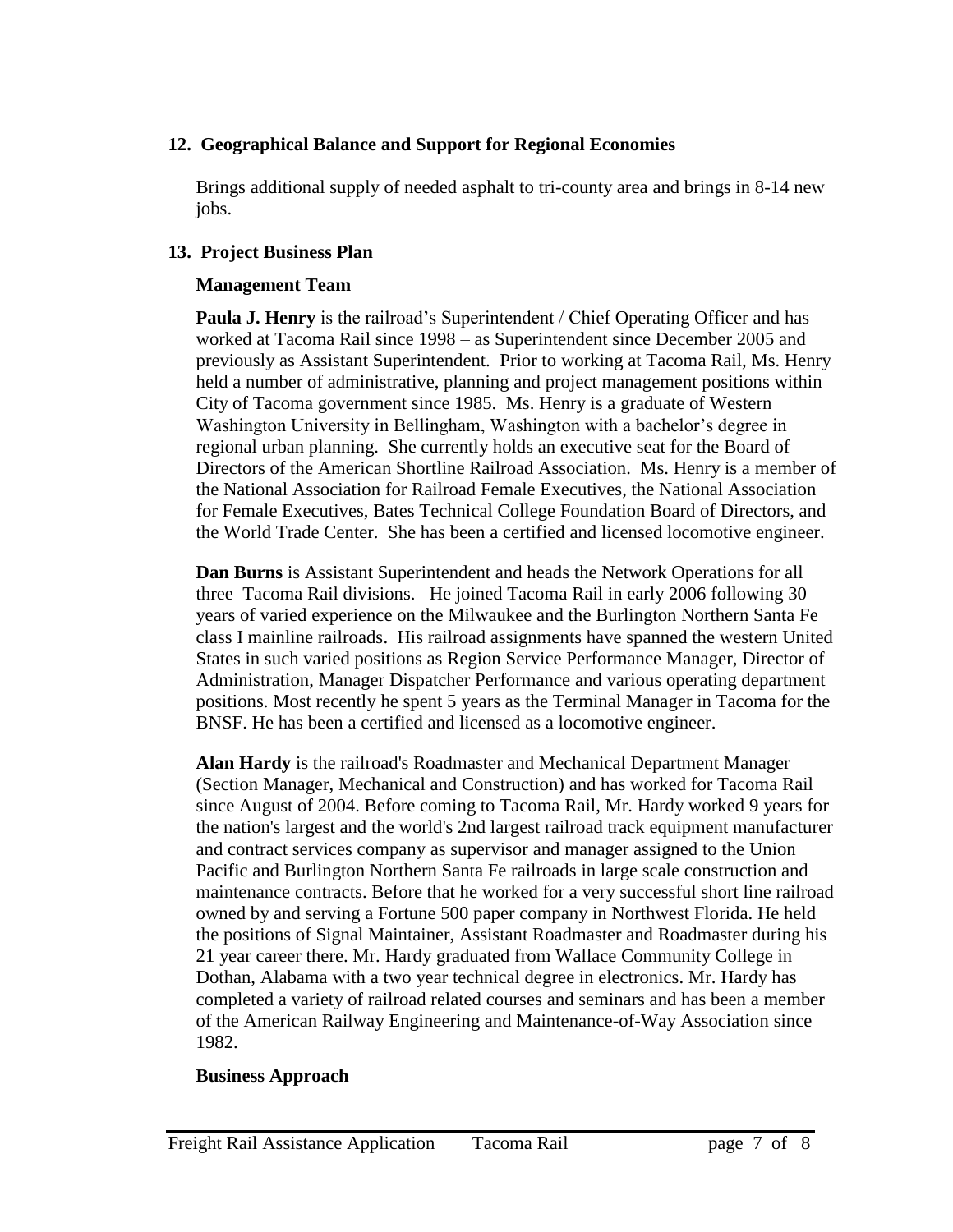## 12. Geographical Balance and Support for Regional Economies

Brings additional supply of needed asphalt to tri-county area and brings in 8-14 new jobs.

## 13. Project Business Plan

### Management Team

**Paula J. Henry** is the railroad's Superintendent / Chief Operating Officer and has worked at Tacoma Rail since 1998 – as Superintendent since December 2005 and previously as Assistant Superintendent. Prior to working at Tacoma Rail, Ms. Henry held a number of administrative, planning and project management positions within City of Tacoma government since 1985. Ms. Henry is a graduate of Western Washington University in Bellingham, Washington with a bachelor's degree in regional urban planning. She currently holds an executive seat for the Board of Directors of the American Shortline Railroad Association. Ms. Henry is a member of the National Association for Railroad Female Executives, the National Association for Female Executives, Bates Technical College Foundation Board of Directors, and the World Trade Center. She has been a certified and licensed locomotive engineer.

**Dan Burns** is Assistant Superintendent and heads the Network Operations for all three Tacoma Rail divisions. He joined Tacoma Rail in early 2006 following 30 years of varied experience on the Milwaukee and the Burlington Northern Santa Fe class I mainline railroads. His railroad assignments have spanned the western United States in such varied positions as Region Service Performance Manager, Director of Administration, Manager Dispatcher Performance and various operating department positions. Most recently he spent 5 years as the Terminal Manager in Tacoma for the BNSF. He has been a certified and licensed as a locomotive engineer.

**Alan Hardy** is the railroad's Roadmaster and Mechanical Department Manager (Section Manager, Mechanical and Construction) and has worked for Tacoma Rail since August of 2004. Before coming to Tacoma Rail, Mr. Hardy worked 9 years for the nation's largest and the world's 2nd largest railroad track equipment manufacturer and contract services company as supervisor and manager assigned to the Union Pacific and Burlington Northern Santa Fe railroads in large scale construction and maintenance contracts. Before that he worked for a very successful short line railroad owned by and serving a Fortune 500 paper company in Northwest Florida. He held the positions of Signal Maintainer, Assistant Roadmaster and Roadmaster during his 21 year career there. Mr. Hardy graduated from Wallace Community College in Dothan, Alabama with a two year technical degree in electronics. Mr. Hardy has completed a variety of railroad related courses and seminars and has been a member of the American Railway Engineering and Maintenance-of-Way Association since 1982.

### Business Approach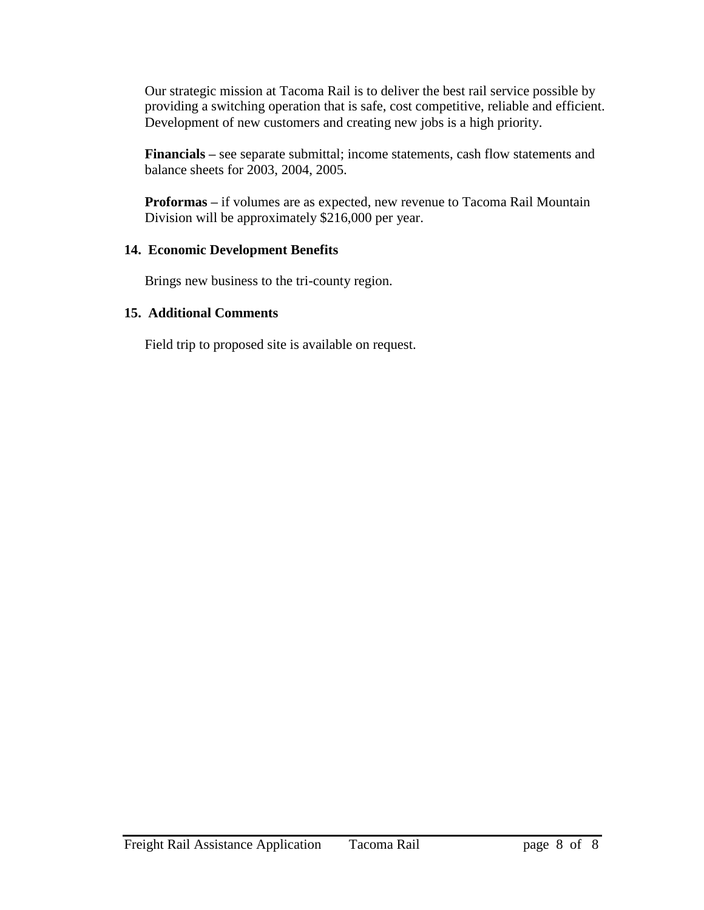Our strategic mission at Tacoma Rail is to deliver the best rail service possible by providing a switching operation that is safe, cost competitive, reliable and efficient. Development of new customers and creating new jobs is a high priority.

**Financials –** see separate submittal; income statements, cash flow statements and balance sheets for 2003, 2004, 2005.

**Proformas –** if volumes are as expected, new revenue to Tacoma Rail Mountain Division will be approximately $216,000 per year.

### 14. Economic Development Benefits

Brings new business to the tri-county region.

### 15. Additional Comments

Field trip to proposed site is available on request.